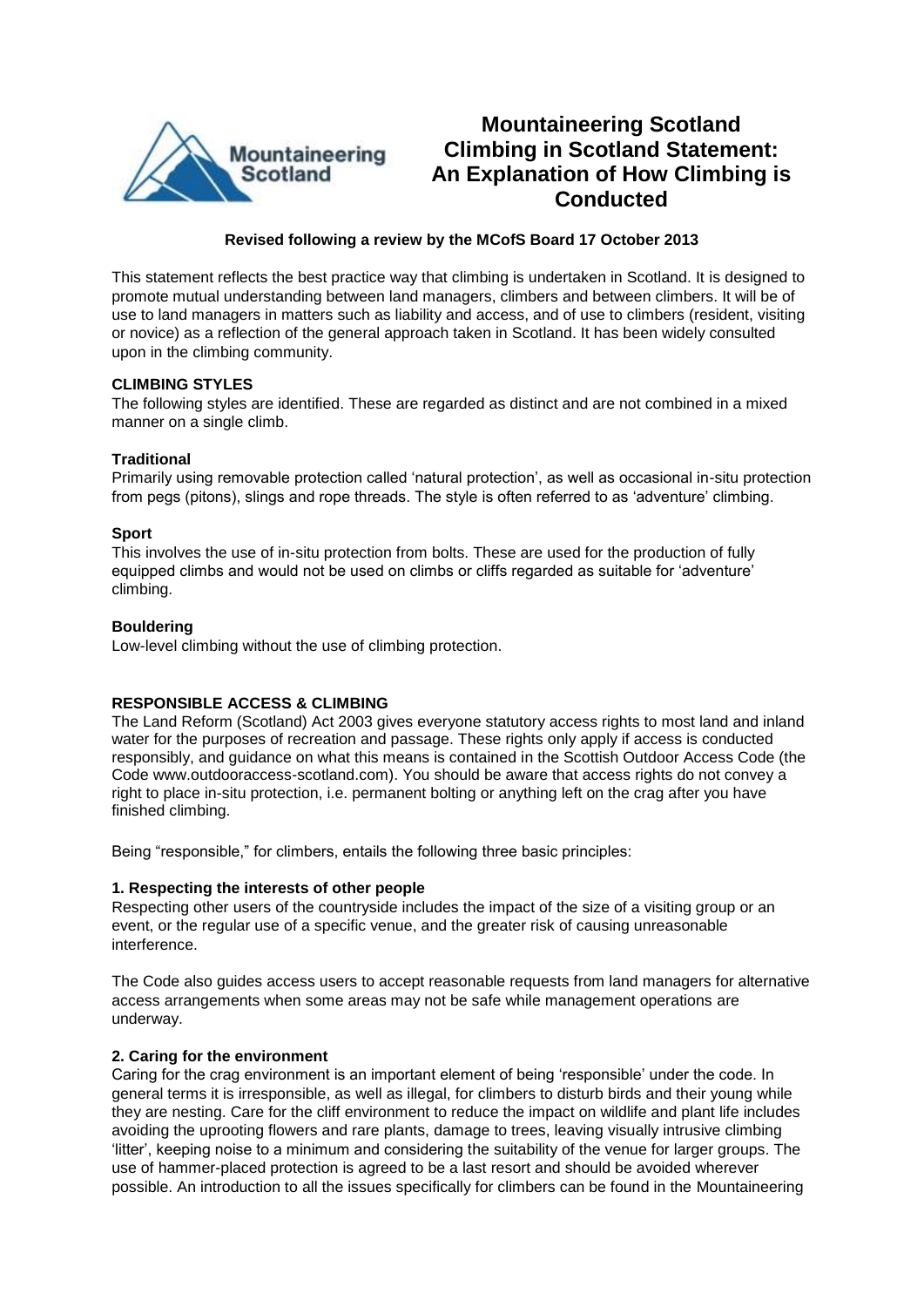# Mountaineering Scotland Climbing in Scotland Statement: An Explanation of How Climbing is Conducted

**Revised following a review by the MCofS Board 17 October 2013**

This statement reflects the best practice way that climbing is undertaken in Scotland. It is designed to promote mutual understanding between land managers, climbers and between climbers. It will be of use to land managers in matters such as liability and access, and of use to climbers (resident, visiting or novice) as a reflection of the general approach taken in Scotland. It has been widely consulted upon in the climbing community.

## CLIMBING STYLES

The following styles are identified. These are regarded as distinct and are not combined in a mixed manner on a single climb.

### Traditional

Primarily using removable protection called 'natural protection', as well as occasional in-situ protection from pegs (pitons), slings and rope threads. The style is often referred to as 'adventure' climbing.

### Sport

This involves the use of in-situ protection from bolts. These are used for the production of fully equipped climbs and would not be used on climbs or cliffs regarded as suitable for 'adventure' climbing.

### Bouldering

Low-level climbing without the use of climbing protection.

## RESPONSIBLE ACCESS & CLIMBING

The Land Reform (Scotland) Act 2003 gives everyone statutory access rights to most land and inland water for the purposes of recreation and passage. These rights only apply if access is conducted responsibly, and guidance on what this means is contained in the Scottish Outdoor Access Code (the Code www.outdooraccess-scotland.com). You should be aware that access rights do not convey a right to place in-situ protection, i.e. permanent bolting or anything left on the crag after you have finished climbing.

Being "responsible," for climbers, entails the following three basic principles:

### 1. Respecting the interests of other people

Respecting other users of the countryside includes the impact of the size of a visiting group or an event, or the regular use of a specific venue, and the greater risk of causing unreasonable interference.

The Code also guides access users to accept reasonable requests from land managers for alternative access arrangements when some areas may not be safe while management operations are underway.

### 2. Caring for the environment

Caring for the crag environment is an important element of being 'responsible' under the code. In general terms it is irresponsible, as well as illegal, for climbers to disturb birds and their young while they are nesting. Care for the cliff environment to reduce the impact on wildlife and plant life includes avoiding the uprooting flowers and rare plants, damage to trees, leaving visually intrusive climbing 'litter', keeping noise to a minimum and considering the suitability of the venue for larger groups. The use of hammer-placed protection is agreed to be a last resort and should be avoided wherever possible. An introduction to all the issues specifically for climbers can be found in the Mountaineering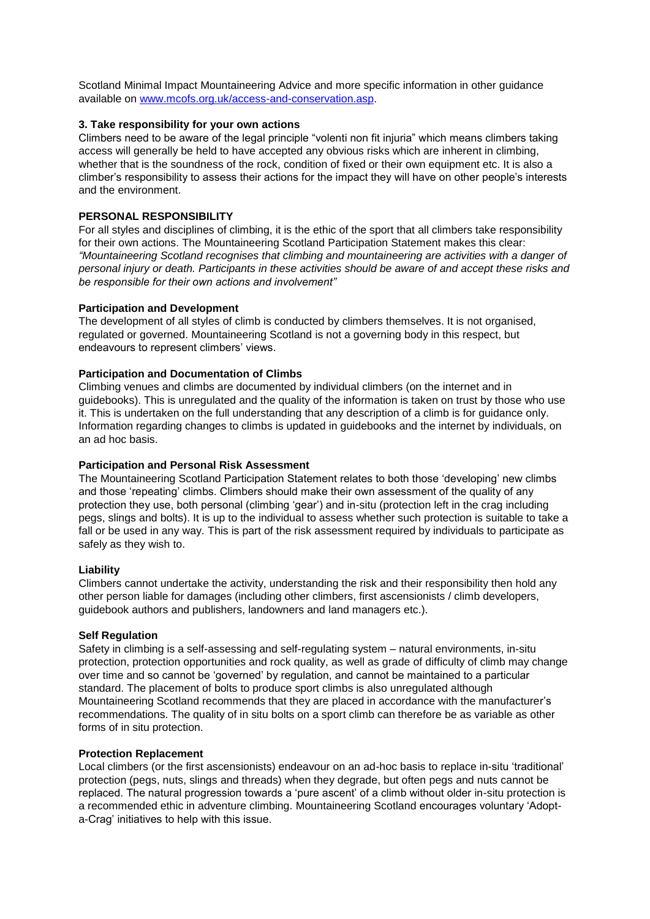Scotland Minimal Impact Mountaineering Advice and more specific information in other guidance available on [www.mcofs.org.uk/access-and-conservation.asp](www.mcofs.org.uk/access-and-conservation.asp).

**3. Take responsibility for your own actions**

Climbers need to be aware of the legal principle "volenti non fit injuria" which means climbers taking access will generally be held to have accepted any obvious risks which are inherent in climbing, whether that is the soundness of the rock, condition of fixed or their own equipment etc. It is also a climber's responsibility to assess their actions for the impact they will have on other people's interests and the environment.

**PERSONAL RESPONSIBILITY**

For all styles and disciplines of climbing, it is the ethic of the sport that all climbers take responsibility for their own actions. The Mountaineering Scotland Participation Statement makes this clear: *"Mountaineering Scotland recognises that climbing and mountaineering are activities with a danger of personal injury or death. Participants in these activities should be aware of and accept these risks and be responsible for their own actions and involvement"*

**Participation and Development**

The development of all styles of climb is conducted by climbers themselves. It is not organised, regulated or governed. Mountaineering Scotland is not a governing body in this respect, but endeavours to represent climbers' views.

**Participation and Documentation of Climbs**

Climbing venues and climbs are documented by individual climbers (on the internet and in guidebooks). This is unregulated and the quality of the information is taken on trust by those who use it. This is undertaken on the full understanding that any description of a climb is for guidance only. Information regarding changes to climbs is updated in guidebooks and the internet by individuals, on an ad hoc basis.

**Participation and Personal Risk Assessment**

The Mountaineering Scotland Participation Statement relates to both those 'developing' new climbs and those 'repeating' climbs. Climbers should make their own assessment of the quality of any protection they use, both personal (climbing 'gear') and in-situ (protection left in the crag including pegs, slings and bolts). It is up to the individual to assess whether such protection is suitable to take a fall or be used in any way. This is part of the risk assessment required by individuals to participate as safely as they wish to.

**Liability**

Climbers cannot undertake the activity, understanding the risk and their responsibility then hold any other person liable for damages (including other climbers, first ascensionists / climb developers, guidebook authors and publishers, landowners and land managers etc.).

**Self Regulation**

Safety in climbing is a self-assessing and self-regulating system – natural environments, in-situ protection, protection opportunities and rock quality, as well as grade of difficulty of climb may change over time and so cannot be 'governed' by regulation, and cannot be maintained to a particular standard. The placement of bolts to produce sport climbs is also unregulated although Mountaineering Scotland recommends that they are placed in accordance with the manufacturer's recommendations. The quality of in situ bolts on a sport climb can therefore be as variable as other forms of in situ protection.

**Protection Replacement**

Local climbers (or the first ascensionists) endeavour on an ad-hoc basis to replace in-situ 'traditional' protection (pegs, nuts, slings and threads) when they degrade, but often pegs and nuts cannot be replaced. The natural progression towards a 'pure ascent' of a climb without older in-situ protection is a recommended ethic in adventure climbing. Mountaineering Scotland encourages voluntary 'Adopt-a-Crag' initiatives to help with this issue.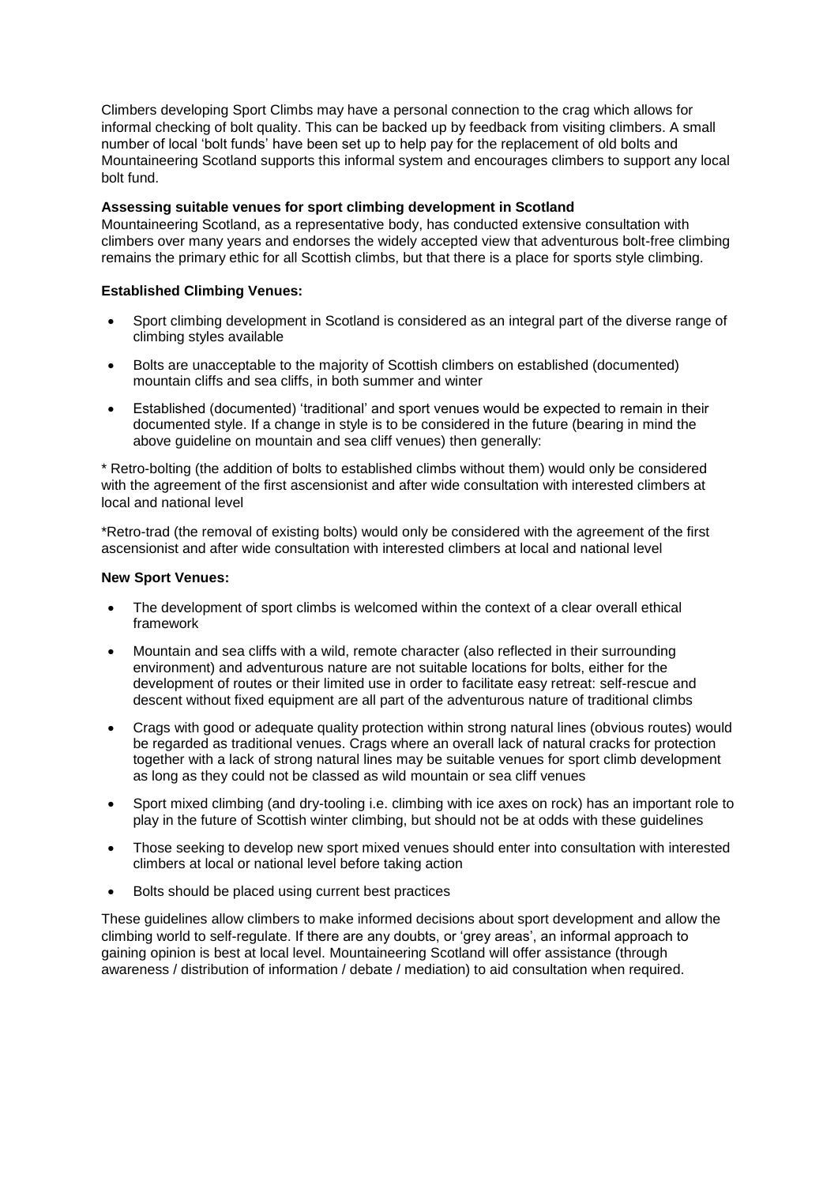Climbers developing Sport Climbs may have a personal connection to the crag which allows for informal checking of bolt quality. This can be backed up by feedback from visiting climbers. A small number of local 'bolt funds' have been set up to help pay for the replacement of old bolts and Mountaineering Scotland supports this informal system and encourages climbers to support any local bolt fund.

**Assessing suitable venues for sport climbing development in Scotland**

Mountaineering Scotland, as a representative body, has conducted extensive consultation with climbers over many years and endorses the widely accepted view that adventurous bolt-free climbing remains the primary ethic for all Scottish climbs, but that there is a place for sports style climbing.

**Established Climbing Venues:**

- Sport climbing development in Scotland is considered as an integral part of the diverse range of climbing styles available
- Bolts are unacceptable to the majority of Scottish climbers on established (documented) mountain cliffs and sea cliffs, in both summer and winter
- Established (documented) 'traditional' and sport venues would be expected to remain in their documented style. If a change in style is to be considered in the future (bearing in mind the above guideline on mountain and sea cliff venues) then generally:

* Retro-bolting (the addition of bolts to established climbs without them) would only be considered with the agreement of the first ascensionist and after wide consultation with interested climbers at local and national level

*Retro-trad (the removal of existing bolts) would only be considered with the agreement of the first ascensionist and after wide consultation with interested climbers at local and national level

**New Sport Venues:**

- The development of sport climbs is welcomed within the context of a clear overall ethical framework
- Mountain and sea cliffs with a wild, remote character (also reflected in their surrounding environment) and adventurous nature are not suitable locations for bolts, either for the development of routes or their limited use in order to facilitate easy retreat: self-rescue and descent without fixed equipment are all part of the adventurous nature of traditional climbs
- Crags with good or adequate quality protection within strong natural lines (obvious routes) would be regarded as traditional venues. Crags where an overall lack of natural cracks for protection together with a lack of strong natural lines may be suitable venues for sport climb development as long as they could not be classed as wild mountain or sea cliff venues
- Sport mixed climbing (and dry-tooling i.e. climbing with ice axes on rock) has an important role to play in the future of Scottish winter climbing, but should not be at odds with these guidelines
- Those seeking to develop new sport mixed venues should enter into consultation with interested climbers at local or national level before taking action
- Bolts should be placed using current best practices

These guidelines allow climbers to make informed decisions about sport development and allow the climbing world to self-regulate. If there are any doubts, or 'grey areas', an informal approach to gaining opinion is best at local level. Mountaineering Scotland will offer assistance (through awareness / distribution of information / debate / mediation) to aid consultation when required.